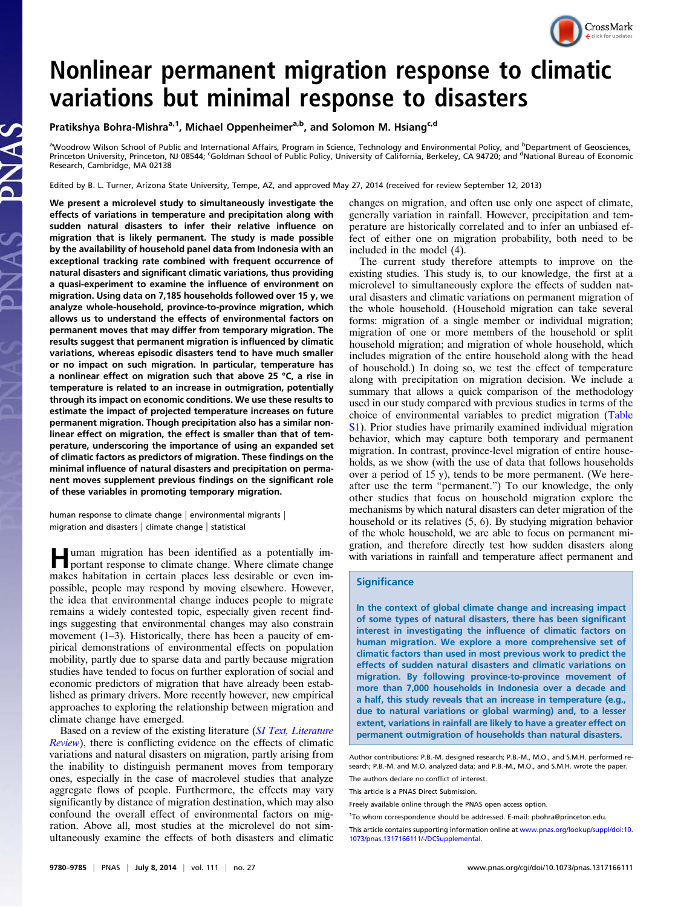# Nonlinear permanent migration response to climatic variations but minimal response to disasters

Pratikshya Bohra-Mishra[a,1], Michael Oppenheimer[a,b], and Solomon M. Hsiang[c,d]

[a]Woodrow Wilson School of Public and International Affairs, Program in Science, Technology and Environmental Policy, and [b]Department of Geosciences, Princeton University, Princeton, NJ 08544; [c]Goldman School of Public Policy, University of California, Berkeley, CA 94720; and [d]National Bureau of Economic Research, Cambridge, MA 02138

Edited by B. L. Turner, Arizona State University, Tempe, AZ, and approved May 27, 2014 (received for review September 12, 2013)

**We present a microlevel study to simultaneously investigate the effects of variations in temperature and precipitation along with sudden natural disasters to infer their relative influence on migration that is likely permanent. The study is made possible by the availability of household panel data from Indonesia with an exceptional tracking rate combined with frequent occurrence of natural disasters and significant climatic variations, thus providing a quasi-experiment to examine the influence of environment on migration. Using data on 7,185 households followed over 15 y, we analyze whole-household, province-to-province migration, which allows us to understand the effects of environmental factors on permanent moves that may differ from temporary migration. The results suggest that permanent migration is influenced by climatic variations, whereas episodic disasters tend to have much smaller or no impact on such migration. In particular, temperature has a nonlinear effect on migration such that above 25 °C, a rise in temperature is related to an increase in outmigration, potentially through its impact on economic conditions. We use these results to estimate the impact of projected temperature increases on future permanent migration. Though precipitation also has a similar nonlinear effect on migration, the effect is smaller than that of temperature, underscoring the importance of using an expanded set of climatic factors as predictors of migration. These findings on the minimal influence of natural disasters and precipitation on permanent moves supplement previous findings on the significant role of these variables in promoting temporary migration.**

human response to climate change | environmental migrants | migration and disasters | climate change | statistical

Human migration has been identified as a potentially important response to climate change. Where climate change makes habitation in certain places less desirable or even impossible, people may respond by moving elsewhere. However, the idea that environmental change induces people to migrate remains a widely contested topic, especially given recent findings suggesting that environmental changes may also constrain movement (1–3). Historically, there has been a paucity of empirical demonstrations of environmental effects on population mobility, partly due to sparse data and partly because migration studies have tended to focus on further exploration of social and economic predictors of migration that have already been established as primary drivers. More recently however, new empirical approaches to exploring the relationship between migration and climate change have emerged.

Based on a review of the existing literature (*SI Text, Literature Review*), there is conflicting evidence on the effects of climatic variations and natural disasters on migration, partly arising from the inability to distinguish permanent moves from temporary ones, especially in the case of macrolevel studies that analyze aggregate flows of people. Furthermore, the effects may vary significantly by distance of migration destination, which may also confound the overall effect of environmental factors on migration. Above all, most studies at the microlevel do not simultaneously examine the effects of both disasters and climatic changes on migration, and often use only one aspect of climate, generally variation in rainfall. However, precipitation and temperature are historically correlated and to infer an unbiased effect of either one on migration probability, both need to be included in the model (4).

The current study therefore attempts to improve on the existing studies. This study is, to our knowledge, the first at a microlevel to simultaneously explore the effects of sudden natural disasters and climatic variations on permanent migration of the whole household. (Household migration can take several forms: migration of a single member or individual migration; migration of one or more members of the household or split household migration; and migration of whole household, which includes migration of the entire household along with the head of household.) In doing so, we test the effect of temperature along with precipitation on migration decision. We include a summary that allows a quick comparison of the methodology used in our study compared with previous studies in terms of the choice of environmental variables to predict migration (Table S1). Prior studies have primarily examined individual migration behavior, which may capture both temporary and permanent migration. In contrast, province-level migration of entire households, as we show (with the use of data that follows households over a period of 15 y), tends to be more permanent. (We hereafter use the term "permanent.") To our knowledge, the only other studies that focus on household migration explore the mechanisms by which natural disasters can deter migration of the household or its relatives (5, 6). By studying migration behavior of the whole household, we are able to focus on permanent migration, and therefore directly test how sudden disasters along with variations in rainfall and temperature affect permanent and

## Significance

In the context of global climate change and increasing impact of some types of natural disasters, there has been significant interest in investigating the influence of climatic factors on human migration. We explore a more comprehensive set of climatic factors than used in most previous work to predict the effects of sudden natural disasters and climatic variations on migration. By following province-to-province movement of more than 7,000 households in Indonesia over a decade and a half, this study reveals that an increase in temperature (e.g., due to natural variations or global warming) and, to a lesser extent, variations in rainfall are likely to have a greater effect on permanent outmigration of households than natural disasters.

Author contributions: P.B.-M. designed research; P.B.-M., M.O., and S.M.H. performed research; P.B.-M. and M.O. analyzed data; and P.B.-M., M.O., and S.M.H. wrote the paper.

The authors declare no conflict of interest.

This article is a PNAS Direct Submission.

Freely available online through the PNAS open access option.

[1]To whom correspondence should be addressed. E-mail: pbohra@princeton.edu.

This article contains supporting information online at www.pnas.org/lookup/suppl/doi:10.1073/pnas.1317166111/-/DCSupplemental.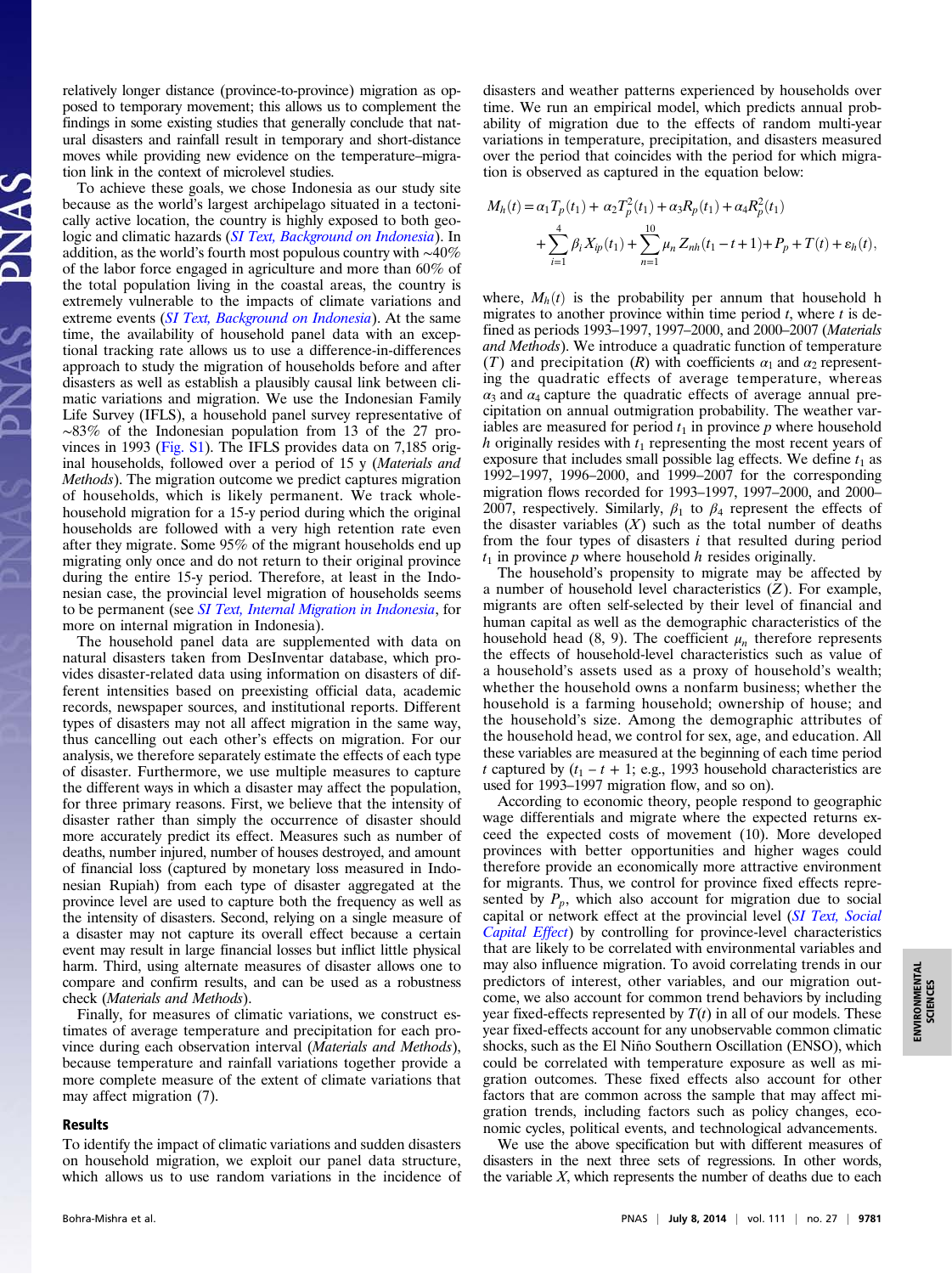relatively longer distance (province-to-province) migration as opposed to temporary movement; this allows us to complement the findings in some existing studies that generally conclude that natural disasters and rainfall result in temporary and short-distance moves while providing new evidence on the temperature–migration link in the context of microlevel studies.

To achieve these goals, we chose Indonesia as our study site because as the world's largest archipelago situated in a tectonically active location, the country is highly exposed to both geologic and climatic hazards (*SI Text, Background on Indonesia*). In addition, as the world's fourth most populous country with ∼40% of the labor force engaged in agriculture and more than 60% of the total population living in the coastal areas, the country is extremely vulnerable to the impacts of climate variations and extreme events (*SI Text, Background on Indonesia*). At the same time, the availability of household panel data with an exceptional tracking rate allows us to use a difference-in-differences approach to study the migration of households before and after disasters as well as establish a plausibly causal link between climatic variations and migration. We use the Indonesian Family Life Survey (IFLS), a household panel survey representative of ∼83% of the Indonesian population from 13 of the 27 provinces in 1993 (Fig. S1). The IFLS provides data on 7,185 original households, followed over a period of 15 y (*Materials and Methods*). The migration outcome we predict captures migration of households, which is likely permanent. We track whole-household migration for a 15-y period during which the original households are followed with a very high retention rate even after they migrate. Some 95% of the migrant households end up migrating only once and do not return to their original province during the entire 15-y period. Therefore, at least in the Indonesian case, the provincial level migration of households seems to be permanent (see *SI Text, Internal Migration in Indonesia*, for more on internal migration in Indonesia).

The household panel data are supplemented with data on natural disasters taken from DesInventar database, which provides disaster-related data using information on disasters of different intensities based on preexisting official data, academic records, newspaper sources, and institutional reports. Different types of disasters may not all affect migration in the same way, thus cancelling out each other's effects on migration. For our analysis, we therefore separately estimate the effects of each type of disaster. Furthermore, we use multiple measures to capture the different ways in which a disaster may affect the population, for three primary reasons. First, we believe that the intensity of disaster rather than simply the occurrence of disaster should more accurately predict its effect. Measures such as number of deaths, number injured, number of houses destroyed, and amount of financial loss (captured by monetary loss measured in Indonesian Rupiah) from each type of disaster aggregated at the province level are used to capture both the frequency as well as the intensity of disasters. Second, relying on a single measure of a disaster may not capture its overall effect because a certain event may result in large financial losses but inflict little physical harm. Third, using alternate measures of disaster allows one to compare and confirm results, and can be used as a robustness check (*Materials and Methods*).

Finally, for measures of climatic variations, we construct estimates of average temperature and precipitation for each province during each observation interval (*Materials and Methods*), because temperature and rainfall variations together provide a more complete measure of the extent of climate variations that may affect migration (7).

## Results

To identify the impact of climatic variations and sudden disasters on household migration, we exploit our panel data structure, which allows us to use random variations in the incidence of disasters and weather patterns experienced by households over time. We run an empirical model, which predicts annual probability of migration due to the effects of random multi-year variations in temperature, precipitation, and disasters measured over the period that coincides with the period for which migration is observed as captured in the equation below:

$$M_h(t) = \alpha_1 T_p(t_1) + \alpha_2 T_p^2(t_1) + \alpha_3 R_p(t_1) + \alpha_4 R_p^2(t_1) + \sum_{i=1}^{4} \beta_i X_{ip}(t_1) + \sum_{n=1}^{10} \mu_n Z_{nh}(t_1 - t + 1) + P_p + T(t) + \varepsilon_h(t),$$

where, $M_h(t)$ is the probability per annum that household h migrates to another province within time period $t$, where $t$ is defined as periods 1993–1997, 1997–2000, and 2000–2007 (*Materials and Methods*). We introduce a quadratic function of temperature ($T$) and precipitation ($R$) with coefficients $\alpha_1$ and $\alpha_2$ representing the quadratic effects of average temperature, whereas $\alpha_3$ and $\alpha_4$ capture the quadratic effects of average annual precipitation on annual outmigration probability. The weather variables are measured for period $t_1$ in province $p$ where household $h$ originally resides with $t_1$ representing the most recent years of exposure that includes small possible lag effects. We define $t_1$ as 1992–1997, 1996–2000, and 1999–2007 for the corresponding migration flows recorded for 1993–1997, 1997–2000, and 2000–2007, respectively. Similarly, $\beta_1$ to $\beta_4$ represent the effects of the disaster variables ($X$) such as the total number of deaths from the four types of disasters $i$ that resulted during period $t_1$ in province $p$ where household $h$ resides originally.

The household's propensity to migrate may be affected by a number of household level characteristics ($Z$). For example, migrants are often self-selected by their level of financial and human capital as well as the demographic characteristics of the household head (8, 9). The coefficient $\mu_n$ therefore represents the effects of household-level characteristics such as value of a household's assets used as a proxy of household's wealth; whether the household owns a nonfarm business; whether the household is a farming household; ownership of house; and the household's size. Among the demographic attributes of the household head, we control for sex, age, and education. All these variables are measured at the beginning of each time period $t$ captured by ($t_1 - t + 1$; e.g., 1993 household characteristics are used for 1993–1997 migration flow, and so on).

According to economic theory, people respond to geographic wage differentials and migrate where the expected returns exceed the expected costs of movement (10). More developed provinces with better opportunities and higher wages could therefore provide an economically more attractive environment for migrants. Thus, we control for province fixed effects represented by $P_p$, which also account for migration due to social capital or network effect at the provincial level (*SI Text, Social Capital Effect*) by controlling for province-level characteristics that are likely to be correlated with environmental variables and may also influence migration. To avoid correlating trends in our predictors of interest, other variables, and our migration outcome, we also account for common trend behaviors by including year fixed-effects represented by $T(t)$ in all of our models. These year fixed-effects account for any unobservable common climatic shocks, such as the El Niño Southern Oscillation (ENSO), which could be correlated with temperature exposure as well as migration outcomes. These fixed effects also account for other factors that are common across the sample that may affect migration trends, including factors such as policy changes, economic cycles, political events, and technological advancements.

We use the above specification but with different measures of disasters in the next three sets of regressions. In other words, the variable $X$, which represents the number of deaths due to each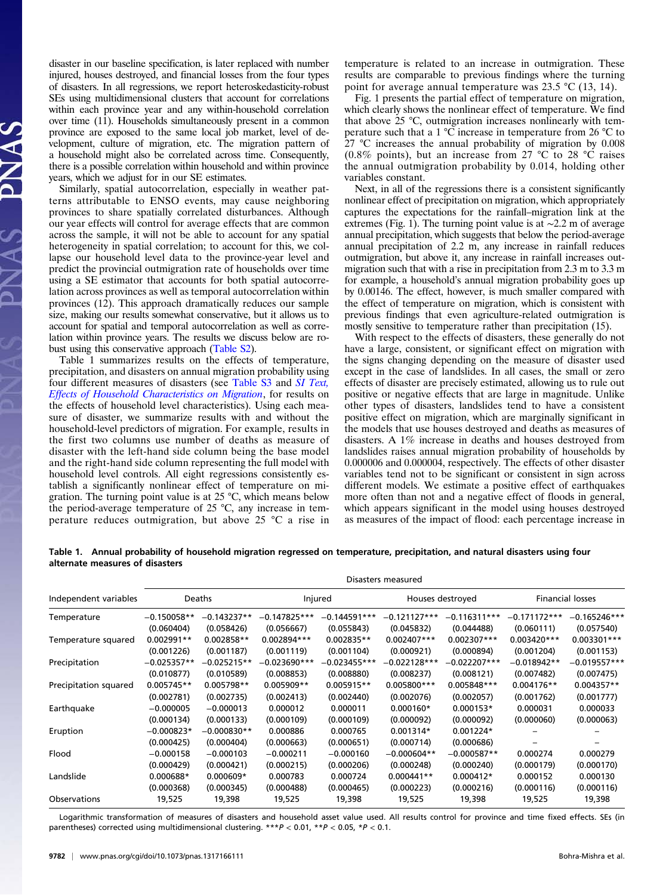disaster in our baseline specification, is later replaced with number injured, houses destroyed, and financial losses from the four types of disasters. In all regressions, we report heteroskedasticity-robust SEs using multidimensional clusters that account for correlations within each province year and any within-household correlation over time (11). Households simultaneously present in a common province are exposed to the same local job market, level of development, culture of migration, etc. The migration pattern of a household might also be correlated across time. Consequently, there is a possible correlation within household and within province years, which we adjust for in our SE estimates.

Similarly, spatial autocorrelation, especially in weather patterns attributable to ENSO events, may cause neighboring provinces to share spatially correlated disturbances. Although our year effects will control for average effects that are common across the sample, it will not be able to account for any spatial heterogeneity in spatial correlation; to account for this, we collapse our household level data to the province-year level and predict the provincial outmigration rate of households over time using a SE estimator that accounts for both spatial autocorrelation across provinces as well as temporal autocorrelation within provinces (12). This approach dramatically reduces our sample size, making our results somewhat conservative, but it allows us to account for spatial and temporal autocorrelation as well as correlation within province years. The results we discuss below are robust using this conservative approach (Table S2).

Table 1 summarizes results on the effects of temperature, precipitation, and disasters on annual migration probability using four different measures of disasters (see Table S3 and *SI Text, Effects of Household Characteristics on Migration*, for results on the effects of household level characteristics). Using each measure of disaster, we summarize results with and without the household-level predictors of migration. For example, results in the first two columns use number of deaths as measure of disaster with the left-hand side column being the base model and the right-hand side column representing the full model with household level controls. All eight regressions consistently establish a significantly nonlinear effect of temperature on migration. The turning point value is at 25 °C, which means below the period-average temperature of 25 °C, any increase in temperature reduces outmigration, but above 25 °C a rise in temperature is related to an increase in outmigration. These results are comparable to previous findings where the turning point for average annual temperature was 23.5 °C (13, 14).

Fig. 1 presents the partial effect of temperature on migration, which clearly shows the nonlinear effect of temperature. We find that above 25 °C, outmigration increases nonlinearly with temperature such that a 1 °C increase in temperature from 26 °C to 27 °C increases the annual probability of migration by 0.008 (0.8% points), but an increase from 27 °C to 28 °C raises the annual outmigration probability by 0.014, holding other variables constant.

Next, in all of the regressions there is a consistent significantly nonlinear effect of precipitation on migration, which appropriately captures the expectations for the rainfall–migration link at the extremes (Fig. 1). The turning point value is at ∼2.2 m of average annual precipitation, which suggests that below the period-average annual precipitation of 2.2 m, any increase in rainfall reduces outmigration, but above it, any increase in rainfall increases outmigration such that with a rise in precipitation from 2.3 m to 3.3 m for example, a household's annual migration probability goes up by 0.00146. The effect, however, is much smaller compared with the effect of temperature on migration, which is consistent with previous findings that even agriculture-related outmigration is mostly sensitive to temperature rather than precipitation (15).

With respect to the effects of disasters, these generally do not have a large, consistent, or significant effect on migration with the signs changing depending on the measure of disaster used except in the case of landslides. In all cases, the small or zero effects of disaster are precisely estimated, allowing us to rule out positive or negative effects that are large in magnitude. Unlike other types of disasters, landslides tend to have a consistent positive effect on migration, which are marginally significant in the models that use houses destroyed and deaths as measures of disasters. A 1% increase in deaths and houses destroyed from landslides raises annual migration probability of households by 0.000006 and 0.000004, respectively. The effects of other disaster variables tend not to be significant or consistent in sign across different models. We estimate a positive effect of earthquakes more often than not and a negative effect of floods in general, which appears significant in the model using houses destroyed as measures of the impact of flood: each percentage increase in

**Table 1. Annual probability of household migration regressed on temperature, precipitation, and natural disasters using four alternate measures of disasters**

| | Disasters measured | | | | | | | |
|---|---|---|---|---|---|---|---|---|
| Independent variables | Deaths | | Injured | | Houses destroyed | | Financial losses | |
| Temperature | −0.150058** | −0.143237** | −0.147825*** | −0.144591*** | −0.121127*** | −0.116311*** | −0.171172*** | −0.165246*** |
| | (0.060404) | (0.058426) | (0.056667) | (0.055843) | (0.045832) | (0.044488) | (0.060111) | (0.057540) |
| Temperature squared | 0.002991** | 0.002858** | 0.002894*** | 0.002835** | 0.002407*** | 0.002307*** | 0.003420*** | 0.003301*** |
| | (0.001226) | (0.001187) | (0.001119) | (0.001104) | (0.000921) | (0.000894) | (0.001204) | (0.001153) |
| Precipitation | −0.025357** | −0.025215** | −0.023690*** | −0.023455*** | −0.022128*** | −0.022207*** | −0.018942** | −0.019557*** |
| | (0.010877) | (0.010589) | (0.008853) | (0.008880) | (0.008237) | (0.008121) | (0.007482) | (0.007475) |
| Precipitation squared | 0.005745** | 0.005798** | 0.005909** | 0.005915** | 0.005800*** | 0.005848*** | 0.004176** | 0.004357** |
| | (0.002781) | (0.002735) | (0.002413) | (0.002440) | (0.002076) | (0.002057) | (0.001762) | (0.001777) |
| Earthquake | −0.000005 | −0.000013 | 0.000012 | 0.000011 | 0.000160* | 0.000153* | 0.000031 | 0.000033 |
| | (0.000134) | (0.000133) | (0.000109) | (0.000109) | (0.000092) | (0.000092) | (0.000060) | (0.000063) |
| Eruption | −0.000823* | −0.000830** | 0.000886 | 0.000765 | 0.001314* | 0.001224* | – | – |
| | (0.000425) | (0.000404) | (0.000663) | (0.000651) | (0.000714) | (0.000686) | – | – |
| Flood | −0.000158 | −0.000103 | −0.000211 | −0.000160 | −0.000604** | −0.000587** | 0.000274 | 0.000279 |
| | (0.000429) | (0.000421) | (0.000215) | (0.000206) | (0.000248) | (0.000240) | (0.000179) | (0.000170) |
| Landslide | 0.000688* | 0.000609* | 0.000783 | 0.000724 | 0.000441** | 0.000412* | 0.000152 | 0.000130 |
| | (0.000368) | (0.000345) | (0.000488) | (0.000465) | (0.000223) | (0.000216) | (0.000116) | (0.000116) |
| Observations | 19,525 | 19,398 | 19,525 | 19,398 | 19,525 | 19,398 | 19,525 | 19,398 |

Logarithmic transformation of measures of disasters and household asset value used. All results control for province and time fixed effects. SEs (in parentheses) corrected using multidimensional clustering. ***$P < 0.01$, **$P < 0.05$, *$P < 0.1$.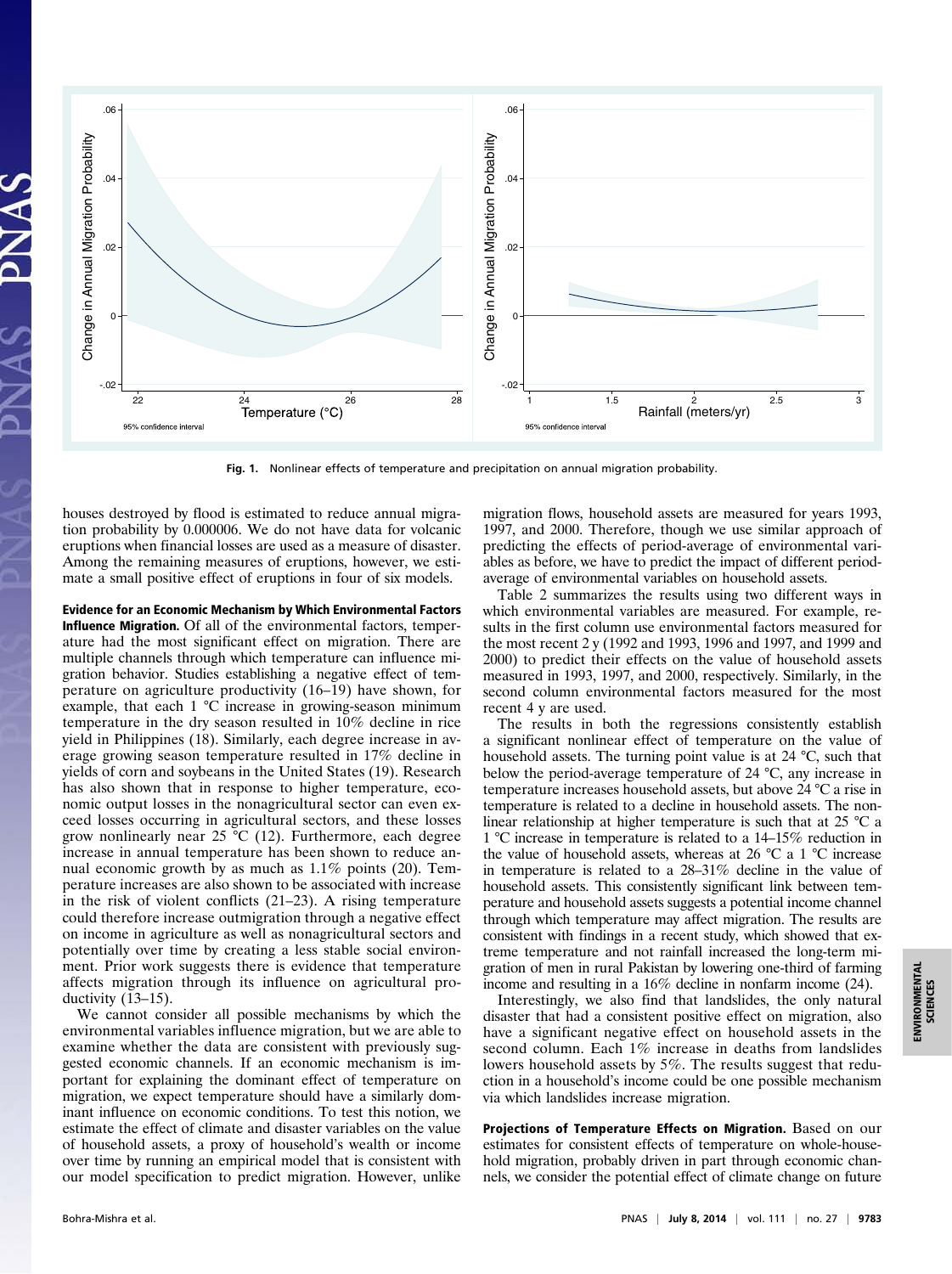Fig. 1. Nonlinear effects of temperature and precipitation on annual migration probability.

houses destroyed by flood is estimated to reduce annual migration probability by 0.000006. We do not have data for volcanic eruptions when financial losses are used as a measure of disaster. Among the remaining measures of eruptions, however, we estimate a small positive effect of eruptions in four of six models.

**Evidence for an Economic Mechanism by Which Environmental Factors Influence Migration.** Of all of the environmental factors, temperature had the most significant effect on migration. There are multiple channels through which temperature can influence migration behavior. Studies establishing a negative effect of temperature on agriculture productivity (16–19) have shown, for example, that each 1 °C increase in growing-season minimum temperature in the dry season resulted in 10% decline in rice yield in Philippines (18). Similarly, each degree increase in average growing season temperature resulted in 17% decline in yields of corn and soybeans in the United States (19). Research has also shown that in response to higher temperature, economic output losses in the nonagricultural sector can even exceed losses occurring in agricultural sectors, and these losses grow nonlinearly near 25 °C (12). Furthermore, each degree increase in annual temperature has been shown to reduce annual economic growth by as much as 1.1% points (20). Temperature increases are also shown to be associated with increase in the risk of violent conflicts (21–23). A rising temperature could therefore increase outmigration through a negative effect on income in agriculture as well as nonagricultural sectors and potentially over time by creating a less stable social environment. Prior work suggests there is evidence that temperature affects migration through its influence on agricultural productivity (13–15).

We cannot consider all possible mechanisms by which the environmental variables influence migration, but we are able to examine whether the data are consistent with previously suggested economic channels. If an economic mechanism is important for explaining the dominant effect of temperature on migration, we expect temperature should have a similarly dominant influence on economic conditions. To test this notion, we estimate the effect of climate and disaster variables on the value of household assets, a proxy of household's wealth or income over time by running an empirical model that is consistent with our model specification to predict migration. However, unlike migration flows, household assets are measured for years 1993, 1997, and 2000. Therefore, though we use similar approach of predicting the effects of period-average of environmental variables as before, we have to predict the impact of different period-average of environmental variables on household assets.

Table 2 summarizes the results using two different ways in which environmental variables are measured. For example, results in the first column use environmental factors measured for the most recent 2 y (1992 and 1993, 1996 and 1997, and 1999 and 2000) to predict their effects on the value of household assets measured in 1993, 1997, and 2000, respectively. Similarly, in the second column environmental factors measured for the most recent 4 y are used.

The results in both the regressions consistently establish a significant nonlinear effect of temperature on the value of household assets. The turning point value is at 24 °C, such that below the period-average temperature of 24 °C, any increase in temperature increases household assets, but above 24 °C a rise in temperature is related to a decline in household assets. The nonlinear relationship at higher temperature is such that at 25 °C a 1 °C increase in temperature is related to a 14–15% reduction in the value of household assets, whereas at 26 °C a 1 °C increase in temperature is related to a 28–31% decline in the value of household assets. This consistently significant link between temperature and household assets suggests a potential income channel through which temperature may affect migration. The results are consistent with findings in a recent study, which showed that extreme temperature and not rainfall increased the long-term migration of men in rural Pakistan by lowering one-third of farming income and resulting in a 16% decline in nonfarm income (24).

Interestingly, we also find that landslides, the only natural disaster that had a consistent positive effect on migration, also have a significant negative effect on household assets in the second column. Each 1% increase in deaths from landslides lowers household assets by 5%. The results suggest that reduction in a household's income could be one possible mechanism via which landslides increase migration.

**Projections of Temperature Effects on Migration.** Based on our estimates for consistent effects of temperature on whole-household migration, probably driven in part through economic channels, we consider the potential effect of climate change on future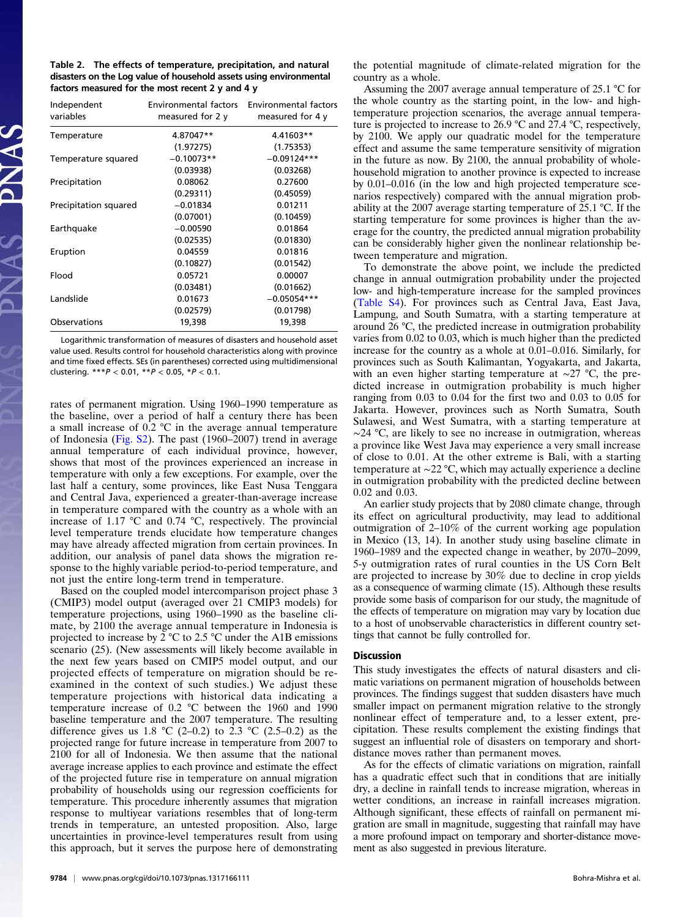**Table 2. The effects of temperature, precipitation, and natural disasters on the Log value of household assets using environmental factors measured for the most recent 2 y and 4 y**

| Independent variables | Environmental factors measured for 2 y | Environmental factors measured for 4 y |
|---|---|---|
| Temperature | 4.87047** | 4.41603** |
| | (1.97275) | (1.75353) |
| Temperature squared | −0.10073** | −0.09124*** |
| | (0.03938) | (0.03268) |
| Precipitation | 0.08062 | 0.27600 |
| | (0.29311) | (0.45059) |
| Precipitation squared | −0.01834 | 0.01211 |
| | (0.07001) | (0.10459) |
| Earthquake | −0.00590 | 0.01864 |
| | (0.02535) | (0.01830) |
| Eruption | 0.04559 | 0.01816 |
| | (0.10827) | (0.01542) |
| Flood | 0.05721 | 0.00007 |
| | (0.03481) | (0.01662) |
| Landslide | 0.01673 | −0.05054*** |
| | (0.02579) | (0.01798) |
| Observations | 19,398 | 19,398 |

Logarithmic transformation of measures of disasters and household asset value used. Results control for household characteristics along with province and time fixed effects. SEs (in parentheses) corrected using multidimensional clustering. ***$P < 0.01$, **$P < 0.05$, *$P < 0.1$.

rates of permanent migration. Using 1960–1990 temperature as the baseline, over a period of half a century there has been a small increase of 0.2 °C in the average annual temperature of Indonesia (Fig. S2). The past (1960–2007) trend in average annual temperature of each individual province, however, shows that most of the provinces experienced an increase in temperature with only a few exceptions. For example, over the last half a century, some provinces, like East Nusa Tenggara and Central Java, experienced a greater-than-average increase in temperature compared with the country as a whole with an increase of 1.17 °C and 0.74 °C, respectively. The provincial level temperature trends elucidate how temperature changes may have already affected migration from certain provinces. In addition, our analysis of panel data shows the migration response to the highly variable period-to-period temperature, and not just the entire long-term trend in temperature.

Based on the coupled model intercomparison project phase 3 (CMIP3) model output (averaged over 21 CMIP3 models) for temperature projections, using 1960–1990 as the baseline climate, by 2100 the average annual temperature in Indonesia is projected to increase by 2 °C to 2.5 °C under the A1B emissions scenario (25). (New assessments will likely become available in the next few years based on CMIP5 model output, and our projected effects of temperature on migration should be reexamined in the context of such studies.) We adjust these temperature projections with historical data indicating a temperature increase of 0.2 °C between the 1960 and 1990 baseline temperature and the 2007 temperature. The resulting difference gives us 1.8 °C (2–0.2) to 2.3 °C (2.5–0.2) as the projected range for future increase in temperature from 2007 to 2100 for all of Indonesia. We then assume that the national average increase applies to each province and estimate the effect of the projected future rise in temperature on annual migration probability of households using our regression coefficients for temperature. This procedure inherently assumes that migration response to multiyear variations resembles that of long-term trends in temperature, an untested proposition. Also, large uncertainties in province-level temperatures result from using this approach, but it serves the purpose here of demonstrating the potential magnitude of climate-related migration for the country as a whole.

Assuming the 2007 average annual temperature of 25.1 °C for the whole country as the starting point, in the low- and high-temperature projection scenarios, the average annual temperature is projected to increase to 26.9 °C and 27.4 °C, respectively, by 2100. We apply our quadratic model for the temperature effect and assume the same temperature sensitivity of migration in the future as now. By 2100, the annual probability of whole-household migration to another province is expected to increase by 0.01–0.016 (in the low and high projected temperature scenarios respectively) compared with the annual migration probability at the 2007 average starting temperature of 25.1 °C. If the starting temperature for some provinces is higher than the average for the country, the predicted annual migration probability can be considerably higher given the nonlinear relationship between temperature and migration.

To demonstrate the above point, we include the predicted change in annual outmigration probability under the projected low- and high-temperature increase for the sampled provinces (Table S4). For provinces such as Central Java, East Java, Lampung, and South Sumatra, with a starting temperature at around 26 °C, the predicted increase in outmigration probability varies from 0.02 to 0.03, which is much higher than the predicted increase for the country as a whole at 0.01–0.016. Similarly, for provinces such as South Kalimantan, Yogyakarta, and Jakarta, with an even higher starting temperature at ∼27 °C, the predicted increase in outmigration probability is much higher ranging from 0.03 to 0.04 for the first two and 0.03 to 0.05 for Jakarta. However, provinces such as North Sumatra, South Sulawesi, and West Sumatra, with a starting temperature at ∼24 °C, are likely to see no increase in outmigration, whereas a province like West Java may experience a very small increase of close to 0.01. At the other extreme is Bali, with a starting temperature at ∼22 °C, which may actually experience a decline in outmigration probability with the predicted decline between 0.02 and 0.03.

An earlier study projects that by 2080 climate change, through its effect on agricultural productivity, may lead to additional outmigration of 2–10% of the current working age population in Mexico (13, 14). In another study using baseline climate in 1960–1989 and the expected change in weather, by 2070–2099, 5-y outmigration rates of rural counties in the US Corn Belt are projected to increase by 30% due to decline in crop yields as a consequence of warming climate (15). Although these results provide some basis of comparison for our study, the magnitude of the effects of temperature on migration may vary by location due to a host of unobservable characteristics in different country settings that cannot be fully controlled for.

## Discussion

This study investigates the effects of natural disasters and climatic variations on permanent migration of households between provinces. The findings suggest that sudden disasters have much smaller impact on permanent migration relative to the strongly nonlinear effect of temperature and, to a lesser extent, precipitation. These results complement the existing findings that suggest an influential role of disasters on temporary and short-distance moves rather than permanent moves.

As for the effects of climatic variations on migration, rainfall has a quadratic effect such that in conditions that are initially dry, a decline in rainfall tends to increase migration, whereas in wetter conditions, an increase in rainfall increases migration. Although significant, these effects of rainfall on permanent migration are small in magnitude, suggesting that rainfall may have a more profound impact on temporary and shorter-distance movement as also suggested in previous literature.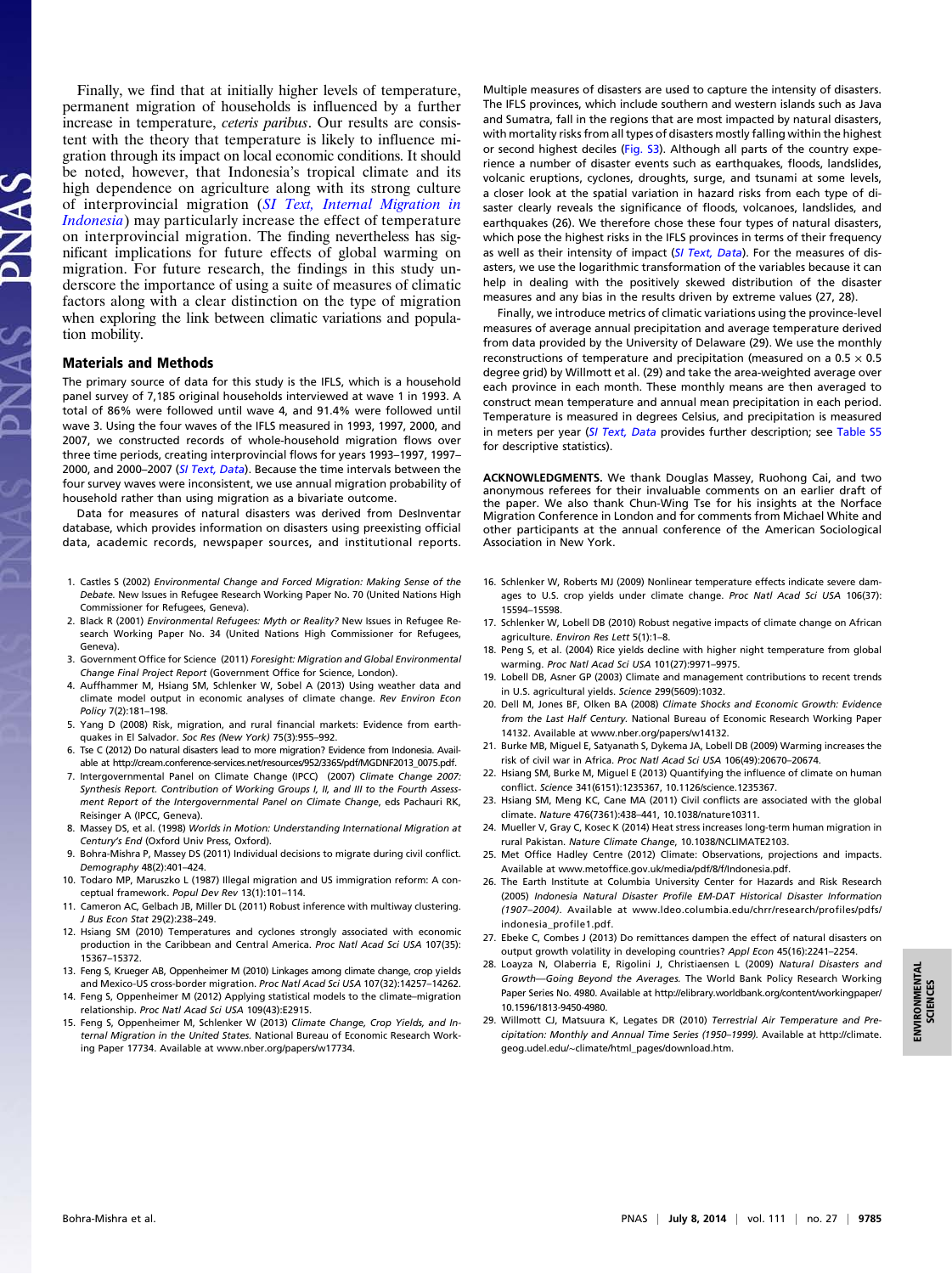Finally, we find that at initially higher levels of temperature, permanent migration of households is influenced by a further increase in temperature, *ceteris paribus*. Our results are consistent with the theory that temperature is likely to influence migration through its impact on local economic conditions. It should be noted, however, that Indonesia's tropical climate and its high dependence on agriculture along with its strong culture of interprovincial migration (*SI Text, Internal Migration in Indonesia*) may particularly increase the effect of temperature on interprovincial migration. The finding nevertheless has significant implications for future effects of global warming on migration. For future research, the findings in this study underscore the importance of using a suite of measures of climatic factors along with a clear distinction on the type of migration when exploring the link between climatic variations and population mobility.

## Materials and Methods

The primary source of data for this study is the IFLS, which is a household panel survey of 7,185 original households interviewed at wave 1 in 1993. A total of 86% were followed until wave 4, and 91.4% were followed until wave 3. Using the four waves of the IFLS measured in 1993, 1997, 2000, and 2007, we constructed records of whole-household migration flows over three time periods, creating interprovincial flows for years 1993–1997, 1997–2000, and 2000–2007 (*SI Text, Data*). Because the time intervals between the four survey waves were inconsistent, we use annual migration probability of household rather than using migration as a bivariate outcome.

Data for measures of natural disasters was derived from DesInventar database, which provides information on disasters using preexisting official data, academic records, newspaper sources, and institutional reports. Multiple measures of disasters are used to capture the intensity of disasters. The IFLS provinces, which include southern and western islands such as Java and Sumatra, fall in the regions that are most impacted by natural disasters, with mortality risks from all types of disasters mostly falling within the highest or second highest deciles (Fig. S3). Although all parts of the country experience a number of disaster events such as earthquakes, floods, landslides, volcanic eruptions, cyclones, droughts, surge, and tsunami at some levels, a closer look at the spatial variation in hazard risks from each type of disaster clearly reveals the significance of floods, volcanoes, landslides, and earthquakes (26). We therefore chose these four types of natural disasters, which pose the highest risks in the IFLS provinces in terms of their frequency as well as their intensity of impact (*SI Text, Data*). For the measures of disasters, we use the logarithmic transformation of the variables because it can help in dealing with the positively skewed distribution of the disaster measures and any bias in the results driven by extreme values (27, 28).

Finally, we introduce metrics of climatic variations using the province-level measures of average annual precipitation and average temperature derived from data provided by the University of Delaware (29). We use the monthly reconstructions of temperature and precipitation (measured on a $0.5 \times 0.5$ degree grid) by Willmott et al. (29) and take the area-weighted average over each province in each month. These monthly means are then averaged to construct mean temperature and annual mean precipitation in each period. Temperature is measured in degrees Celsius, and precipitation is measured in meters per year (*SI Text, Data* provides further description; see Table S5 for descriptive statistics).

**ACKNOWLEDGMENTS.** We thank Douglas Massey, Ruohong Cai, and two anonymous referees for their invaluable comments on an earlier draft of the paper. We also thank Chun-Wing Tse for his insights at the Norface Migration Conference in London and for comments from Michael White and other participants at the annual conference of the American Sociological Association in New York.

1. Castles S (2002) *Environmental Change and Forced Migration: Making Sense of the Debate*. New Issues in Refugee Research Working Paper No. 70 (United Nations High Commissioner for Refugees, Geneva).
2. Black R (2001) *Environmental Refugees: Myth or Reality?* New Issues in Refugee Research Working Paper No. 34 (United Nations High Commissioner for Refugees, Geneva).
3. Government Office for Science (2011) *Foresight: Migration and Global Environmental Change Final Project Report* (Government Office for Science, London).
4. Auffhammer M, Hsiang SM, Schlenker W, Sobel A (2013) Using weather data and climate model output in economic analyses of climate change. *Rev Environ Econ Policy* 7(2):181–198.
5. Yang D (2008) Risk, migration, and rural financial markets: Evidence from earthquakes in El Salvador. *Soc Res (New York)* 75(3):955–992.
6. Tse C (2012) Do natural disasters lead to more migration? Evidence from Indonesia. Available at http://cream.conference-services.net/resources/952/3365/pdf/MGDNF2013_0075.pdf.
7. Intergovernmental Panel on Climate Change (IPCC) (2007) *Climate Change 2007: Synthesis Report. Contribution of Working Groups I, II, and III to the Fourth Assessment Report of the Intergovernmental Panel on Climate Change*, eds Pachauri RK, Reisinger A (IPCC, Geneva).
8. Massey DS, et al. (1998) *Worlds in Motion: Understanding International Migration at Century's End* (Oxford Univ Press, Oxford).
9. Bohra-Mishra P, Massey DS (2011) Individual decisions to migrate during civil conflict. *Demography* 48(2):401–424.
10. Todaro MP, Maruszko L (1987) Illegal migration and US immigration reform: A conceptual framework. *Popul Dev Rev* 13(1):101–114.
11. Cameron AC, Gelbach JB, Miller DL (2011) Robust inference with multiway clustering. *J Bus Econ Stat* 29(2):238–249.
12. Hsiang SM (2010) Temperatures and cyclones strongly associated with economic production in the Caribbean and Central America. *Proc Natl Acad Sci USA* 107(35):15367–15372.
13. Feng S, Krueger AB, Oppenheimer M (2010) Linkages among climate change, crop yields and Mexico-US cross-border migration. *Proc Natl Acad Sci USA* 107(32):14257–14262.
14. Feng S, Oppenheimer M (2012) Applying statistical models to the climate–migration relationship. *Proc Natl Acad Sci USA* 109(43):E2915.
15. Feng S, Oppenheimer M, Schlenker W (2013) *Climate Change, Crop Yields, and Internal Migration in the United States*. National Bureau of Economic Research Working Paper 17734. Available at www.nber.org/papers/w17734.
16. Schlenker W, Roberts MJ (2009) Nonlinear temperature effects indicate severe damages to U.S. crop yields under climate change. *Proc Natl Acad Sci USA* 106(37):15594–15598.
17. Schlenker W, Lobell DB (2010) Robust negative impacts of climate change on African agriculture. *Environ Res Lett* 5(1):1–8.
18. Peng S, et al. (2004) Rice yields decline with higher night temperature from global warming. *Proc Natl Acad Sci USA* 101(27):9971–9975.
19. Lobell DB, Asner GP (2003) Climate and management contributions to recent trends in U.S. agricultural yields. *Science* 299(5609):1032.
20. Dell M, Jones BF, Olken BA (2008) *Climate Shocks and Economic Growth: Evidence from the Last Half Century*. National Bureau of Economic Research Working Paper 14132. Available at www.nber.org/papers/w14132.
21. Burke MB, Miguel E, Satyanath S, Dykema JA, Lobell DB (2009) Warming increases the risk of civil war in Africa. *Proc Natl Acad Sci USA* 106(49):20670–20674.
22. Hsiang SM, Burke M, Miguel E (2013) Quantifying the influence of climate on human conflict. *Science* 341(6151):1235367, 10.1126/science.1235367.
23. Hsiang SM, Meng KC, Cane MA (2011) Civil conflicts are associated with the global climate. *Nature* 476(7361):438–441, 10.1038/nature10311.
24. Mueller V, Gray C, Kosec K (2014) Heat stress increases long-term human migration in rural Pakistan. *Nature Climate Change*, 10.1038/NCLIMATE2103.
25. Met Office Hadley Centre (2012) Climate: Observations, projections and impacts. Available at www.metoffice.gov.uk/media/pdf/8/f/Indonesia.pdf.
26. The Earth Institute at Columbia University Center for Hazards and Risk Research (2005) *Indonesia Natural Disaster Profile EM-DAT Historical Disaster Information (1907–2004)*. Available at www.ldeo.columbia.edu/chrr/research/profiles/pdfs/indonesia_profile1.pdf.
27. Ebeke C, Combes J (2013) Do remittances dampen the effect of natural disasters on output growth volatility in developing countries? *Appl Econ* 45(16):2241–2254.
28. Loayza N, Olaberria E, Rigolini J, Christiaensen L (2009) *Natural Disasters and Growth—Going Beyond the Averages*. The World Bank Policy Research Working Paper Series No. 4980. Available at http://elibrary.worldbank.org/content/workingpaper/10.1596/1813-9450-4980.
29. Willmott CJ, Matsuura K, Legates DR (2010) *Terrestrial Air Temperature and Precipitation: Monthly and Annual Time Series (1950–1999)*. Available at http://climate.geog.udel.edu/~climate/html_pages/download.htm.